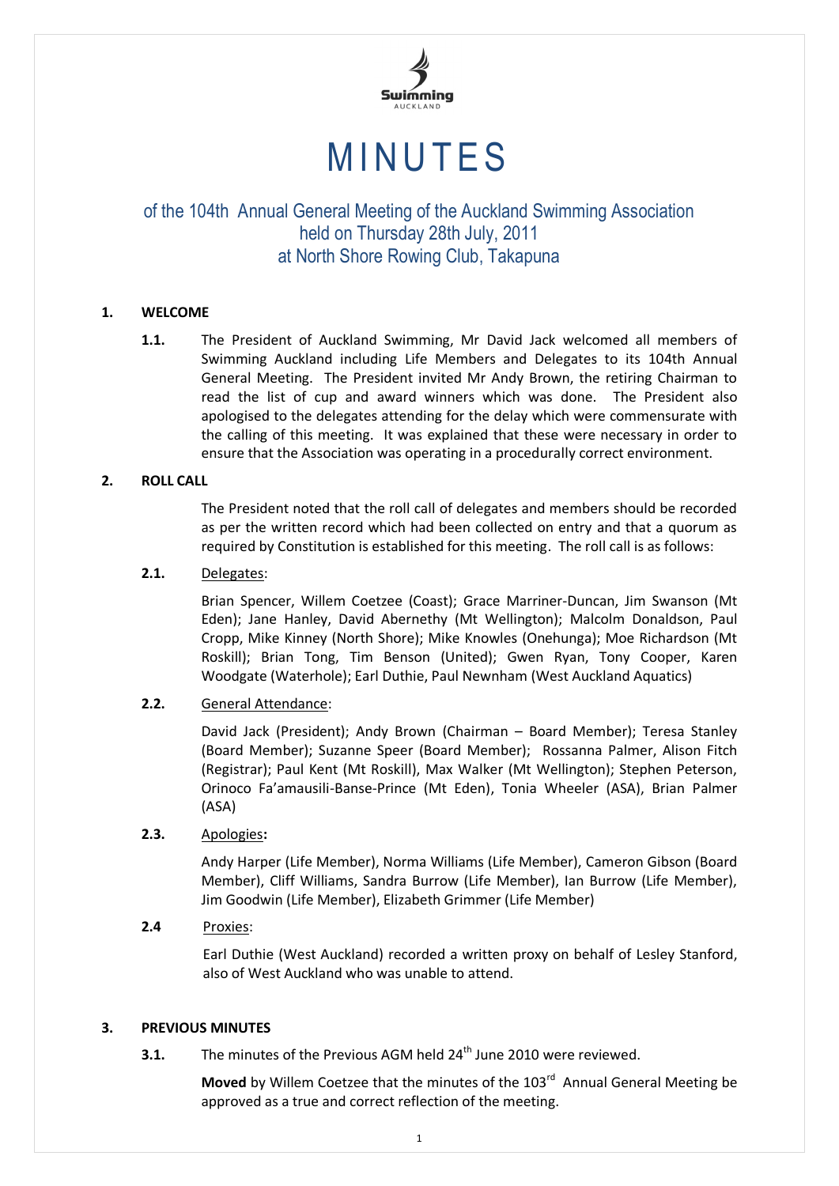# MINUTES

## of the 104th Annual General Meeting of the Auckland Swimming Association held on Thursday 28th July, 2011 at North Shore Rowing Club, Takapuna

**1. WELCOME**

**1.1.** The President of Auckland Swimming, Mr David Jack welcomed all members of Swimming Auckland including Life Members and Delegates to its 104th Annual General Meeting. The President invited Mr Andy Brown, the retiring Chairman to read the list of cup and award winners which was done. The President also apologised to the delegates attending for the delay which were commensurate with the calling of this meeting. It was explained that these were necessary in order to ensure that the Association was operating in a procedurally correct environment.

**2. ROLL CALL**

The President noted that the roll call of delegates and members should be recorded as per the written record which had been collected on entry and that a quorum as required by Constitution is established for this meeting. The roll call is as follows:

**2.1.** Delegates:

Brian Spencer, Willem Coetzee (Coast); Grace Marriner-Duncan, Jim Swanson (Mt Eden); Jane Hanley, David Abernethy (Mt Wellington); Malcolm Donaldson, Paul Cropp, Mike Kinney (North Shore); Mike Knowles (Onehunga); Moe Richardson (Mt Roskill); Brian Tong, Tim Benson (United); Gwen Ryan, Tony Cooper, Karen Woodgate (Waterhole); Earl Duthie, Paul Newnham (West Auckland Aquatics)

**2.2.** General Attendance:

David Jack (President); Andy Brown (Chairman – Board Member); Teresa Stanley (Board Member); Suzanne Speer (Board Member); Rossanna Palmer, Alison Fitch (Registrar); Paul Kent (Mt Roskill), Max Walker (Mt Wellington); Stephen Peterson, Orinoco Fa'amausili-Banse-Prince (Mt Eden), Tonia Wheeler (ASA), Brian Palmer (ASA)

**2.3.** Apologies**:**

Andy Harper (Life Member), Norma Williams (Life Member), Cameron Gibson (Board Member), Cliff Williams, Sandra Burrow (Life Member), Ian Burrow (Life Member), Jim Goodwin (Life Member), Elizabeth Grimmer (Life Member)

**2.4** Proxies:

Earl Duthie (West Auckland) recorded a written proxy on behalf of Lesley Stanford, also of West Auckland who was unable to attend.

**3. PREVIOUS MINUTES**

**3.1.** The minutes of the Previous AGM held 24th June 2010 were reviewed.

**Moved** by Willem Coetzee that the minutes of the 103rd Annual General Meeting be approved as a true and correct reflection of the meeting.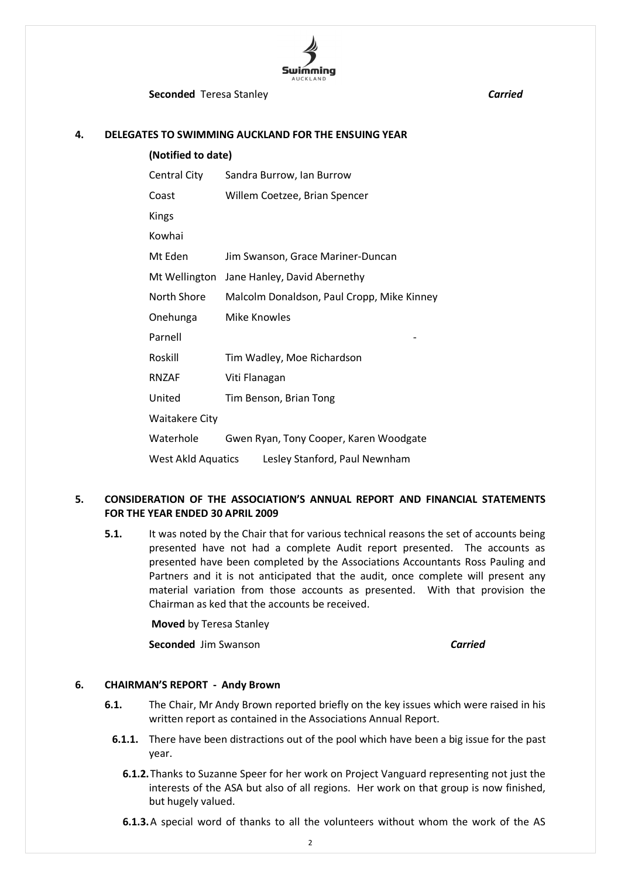**Seconded** Teresa Stanley ***Carried***

## 4. DELEGATES TO SWIMMING AUCKLAND FOR THE ENSUING YEAR

**(Notified to date)**

| | |
|---|---|
| Central City | Sandra Burrow, Ian Burrow |
| Coast | Willem Coetzee, Brian Spencer |
| Kings | |
| Kowhai | |
| Mt Eden | Jim Swanson, Grace Mariner-Duncan |
| Mt Wellington | Jane Hanley, David Abernethy |
| North Shore | Malcolm Donaldson, Paul Cropp, Mike Kinney |
| Onehunga | Mike Knowles |
| Parnell | - |
| Roskill | Tim Wadley, Moe Richardson |
| RNZAF | Viti Flanagan |
| United | Tim Benson, Brian Tong |
| Waitakere City | |
| Waterhole | Gwen Ryan, Tony Cooper, Karen Woodgate |
| West Akld Aquatics | Lesley Stanford, Paul Newnham |

## 5. CONSIDERATION OF THE ASSOCIATION'S ANNUAL REPORT AND FINANCIAL STATEMENTS FOR THE YEAR ENDED 30 APRIL 2009

**5.1.** It was noted by the Chair that for various technical reasons the set of accounts being presented have not had a complete Audit report presented. The accounts as presented have been completed by the Associations Accountants Ross Pauling and Partners and it is not anticipated that the audit, once complete will present any material variation from those accounts as presented. With that provision the Chairman as ked that the accounts be received.

**Moved** by Teresa Stanley

**Seconded** Jim Swanson ***Carried***

## 6. CHAIRMAN'S REPORT - Andy Brown

**6.1.** The Chair, Mr Andy Brown reported briefly on the key issues which were raised in his written report as contained in the Associations Annual Report.

**6.1.1.** There have been distractions out of the pool which have been a big issue for the past year.

**6.1.2.** Thanks to Suzanne Speer for her work on Project Vanguard representing not just the interests of the ASA but also of all regions. Her work on that group is now finished, but hugely valued.

**6.1.3.** A special word of thanks to all the volunteers without whom the work of the AS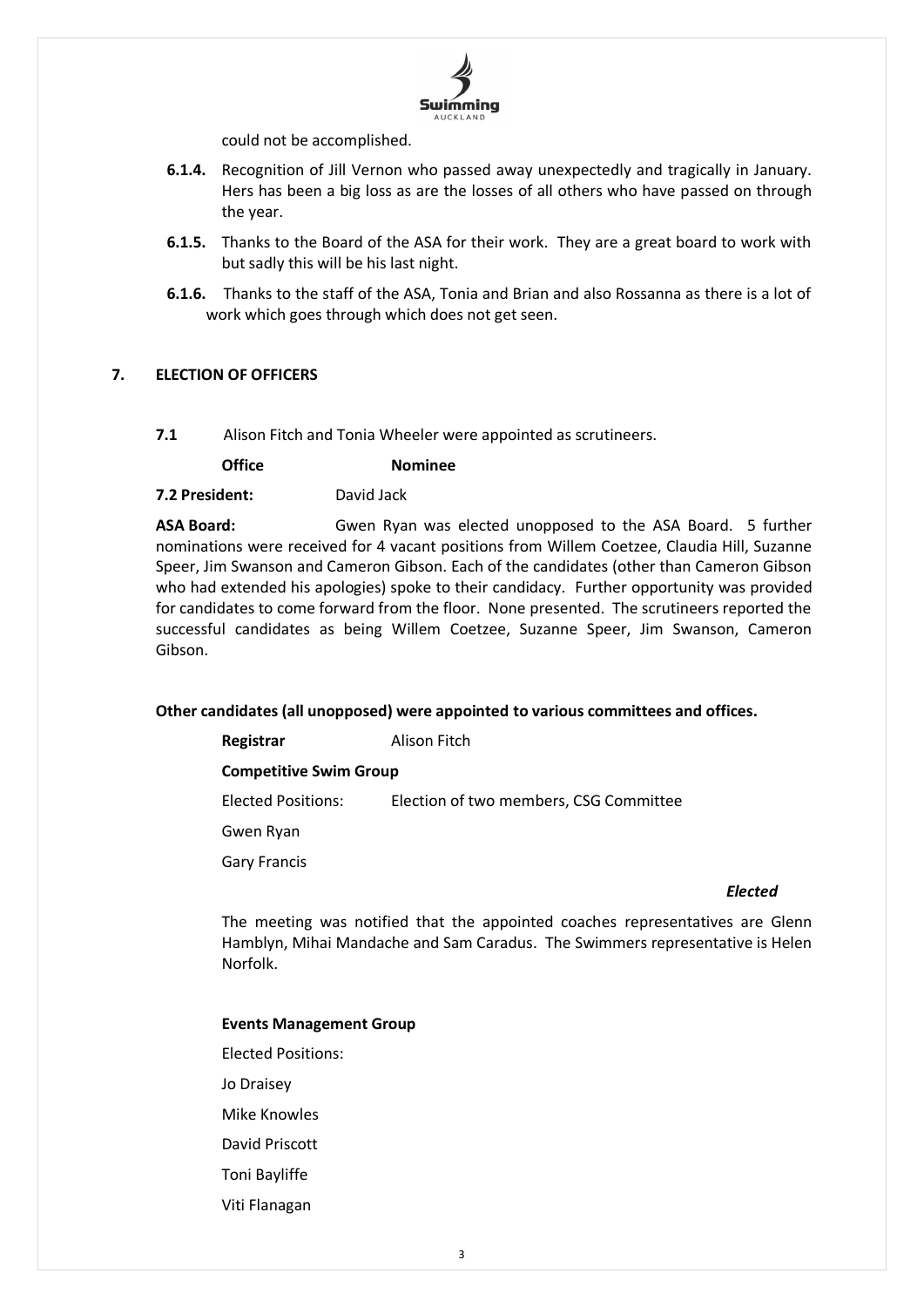could not be accomplished.

- **6.1.4.** Recognition of Jill Vernon who passed away unexpectedly and tragically in January. Hers has been a big loss as are the losses of all others who have passed on through the year.
- **6.1.5.** Thanks to the Board of the ASA for their work. They are a great board to work with but sadly this will be his last night.
- **6.1.6.** Thanks to the staff of the ASA, Tonia and Brian and also Rossanna as there is a lot of work which goes through which does not get seen.

## 7. ELECTION OF OFFICERS

**7.1** Alison Fitch and Tonia Wheeler were appointed as scrutineers.

| **Office** | **Nominee** |
|---|---|
| **7.2 President:** | David Jack |

**ASA Board:** Gwen Ryan was elected unopposed to the ASA Board. 5 further nominations were received for 4 vacant positions from Willem Coetzee, Claudia Hill, Suzanne Speer, Jim Swanson and Cameron Gibson. Each of the candidates (other than Cameron Gibson who had extended his apologies) spoke to their candidacy. Further opportunity was provided for candidates to come forward from the floor. None presented. The scrutineers reported the successful candidates as being Willem Coetzee, Suzanne Speer, Jim Swanson, Cameron Gibson.

**Other candidates (all unopposed) were appointed to various committees and offices.**

**Registrar** Alison Fitch

**Competitive Swim Group**

Elected Positions: Election of two members, CSG Committee

Gwen Ryan

Gary Francis

***Elected***

The meeting was notified that the appointed coaches representatives are Glenn Hamblyn, Mihai Mandache and Sam Caradus. The Swimmers representative is Helen Norfolk.

**Events Management Group**

Elected Positions:

Jo Draisey

Mike Knowles

David Priscott

Toni Bayliffe

Viti Flanagan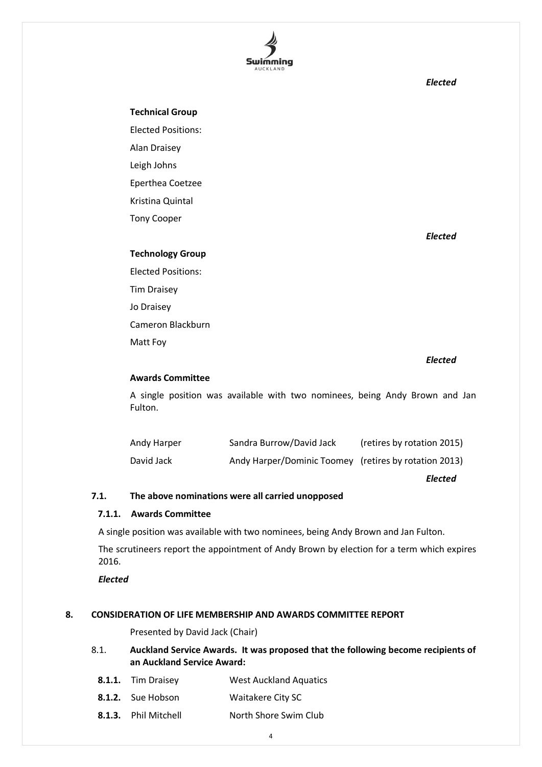*Elected*

**Technical Group**

Elected Positions:

Alan Draisey

Leigh Johns

Eperthea Coetzee

Kristina Quintal

Tony Cooper

*Elected*

**Technology Group**

Elected Positions:

Tim Draisey

Jo Draisey

Cameron Blackburn

Matt Foy

*Elected*

**Awards Committee**

A single position was available with two nominees, being Andy Brown and Jan Fulton.

| | | |
|---|---|---|
| Andy Harper | Sandra Burrow/David Jack | (retires by rotation 2015) |
| David Jack | Andy Harper/Dominic Toomey | (retires by rotation 2013) |

*Elected*

**7.1. The above nominations were all carried unopposed**

**7.1.1. Awards Committee**

A single position was available with two nominees, being Andy Brown and Jan Fulton.

The scrutineers report the appointment of Andy Brown by election for a term which expires 2016.

***Elected***

## 8. CONSIDERATION OF LIFE MEMBERSHIP AND AWARDS COMMITTEE REPORT

Presented by David Jack (Chair)

8.1. **Auckland Service Awards. It was proposed that the following become recipients of an Auckland Service Award:**

**8.1.1.** Tim Draisey — West Auckland Aquatics

**8.1.2.** Sue Hobson — Waitakere City SC

**8.1.3.** Phil Mitchell — North Shore Swim Club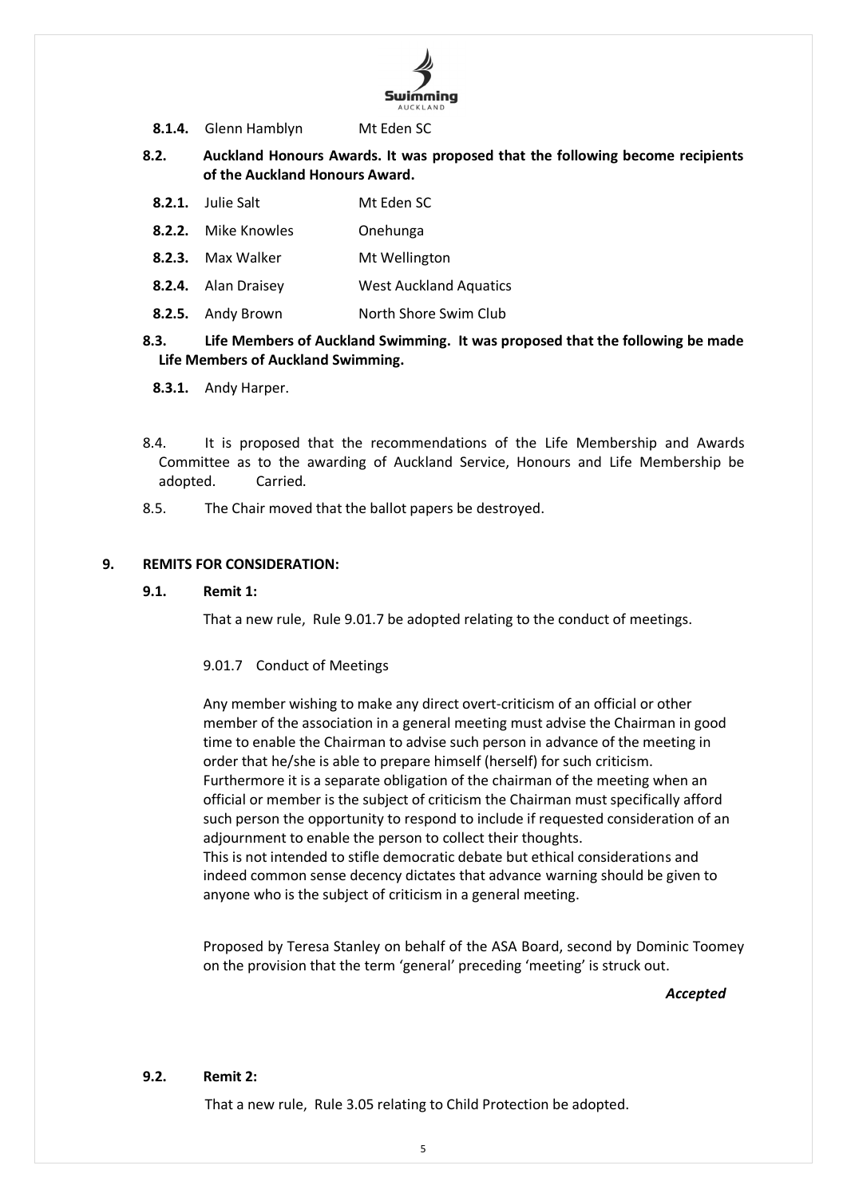**8.1.4.** Glenn Hamblyn Mt Eden SC

**8.2. Auckland Honours Awards. It was proposed that the following become recipients of the Auckland Honours Award.**

**8.2.1.** Julie Salt Mt Eden SC

**8.2.2.** Mike Knowles Onehunga

**8.2.3.** Max Walker Mt Wellington

**8.2.4.** Alan Draisey West Auckland Aquatics

**8.2.5.** Andy Brown North Shore Swim Club

**8.3. Life Members of Auckland Swimming. It was proposed that the following be made Life Members of Auckland Swimming.**

**8.3.1.** Andy Harper.

8.4. It is proposed that the recommendations of the Life Membership and Awards Committee as to the awarding of Auckland Service, Honours and Life Membership be adopted. Carried.

8.5. The Chair moved that the ballot papers be destroyed.

## 9. REMITS FOR CONSIDERATION:

### 9.1. Remit 1:

That a new rule, Rule 9.01.7 be adopted relating to the conduct of meetings.

9.01.7 Conduct of Meetings

Any member wishing to make any direct overt-criticism of an official or other member of the association in a general meeting must advise the Chairman in good time to enable the Chairman to advise such person in advance of the meeting in order that he/she is able to prepare himself (herself) for such criticism. Furthermore it is a separate obligation of the chairman of the meeting when an official or member is the subject of criticism the Chairman must specifically afford such person the opportunity to respond to include if requested consideration of an adjournment to enable the person to collect their thoughts.
This is not intended to stifle democratic debate but ethical considerations and indeed common sense decency dictates that advance warning should be given to anyone who is the subject of criticism in a general meeting.

Proposed by Teresa Stanley on behalf of the ASA Board, second by Dominic Toomey on the provision that the term 'general' preceding 'meeting' is struck out.

***Accepted***

### 9.2. Remit 2:

That a new rule, Rule 3.05 relating to Child Protection be adopted.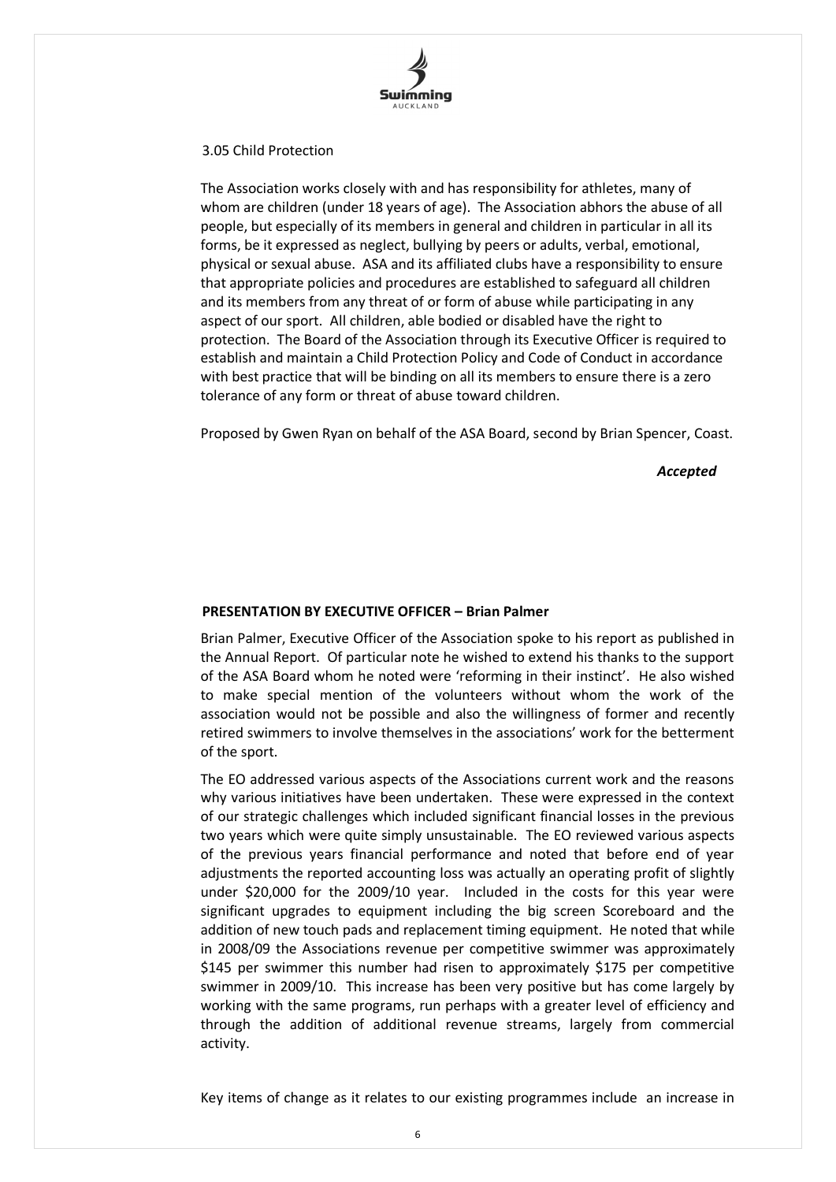3.05 Child Protection

The Association works closely with and has responsibility for athletes, many of whom are children (under 18 years of age). The Association abhors the abuse of all people, but especially of its members in general and children in particular in all its forms, be it expressed as neglect, bullying by peers or adults, verbal, emotional, physical or sexual abuse. ASA and its affiliated clubs have a responsibility to ensure that appropriate policies and procedures are established to safeguard all children and its members from any threat of or form of abuse while participating in any aspect of our sport. All children, able bodied or disabled have the right to protection. The Board of the Association through its Executive Officer is required to establish and maintain a Child Protection Policy and Code of Conduct in accordance with best practice that will be binding on all its members to ensure there is a zero tolerance of any form or threat of abuse toward children.

Proposed by Gwen Ryan on behalf of the ASA Board, second by Brian Spencer, Coast.

***Accepted***

**PRESENTATION BY EXECUTIVE OFFICER – Brian Palmer**

Brian Palmer, Executive Officer of the Association spoke to his report as published in the Annual Report. Of particular note he wished to extend his thanks to the support of the ASA Board whom he noted were 'reforming in their instinct'. He also wished to make special mention of the volunteers without whom the work of the association would not be possible and also the willingness of former and recently retired swimmers to involve themselves in the associations' work for the betterment of the sport.

The EO addressed various aspects of the Associations current work and the reasons why various initiatives have been undertaken. These were expressed in the context of our strategic challenges which included significant financial losses in the previous two years which were quite simply unsustainable. The EO reviewed various aspects of the previous years financial performance and noted that before end of year adjustments the reported accounting loss was actually an operating profit of slightly under $20,000 for the 2009/10 year. Included in the costs for this year were significant upgrades to equipment including the big screen Scoreboard and the addition of new touch pads and replacement timing equipment. He noted that while in 2008/09 the Associations revenue per competitive swimmer was approximately $145 per swimmer this number had risen to approximately $175 per competitive swimmer in 2009/10. This increase has been very positive but has come largely by working with the same programs, run perhaps with a greater level of efficiency and through the addition of additional revenue streams, largely from commercial activity.

Key items of change as it relates to our existing programmes include an increase in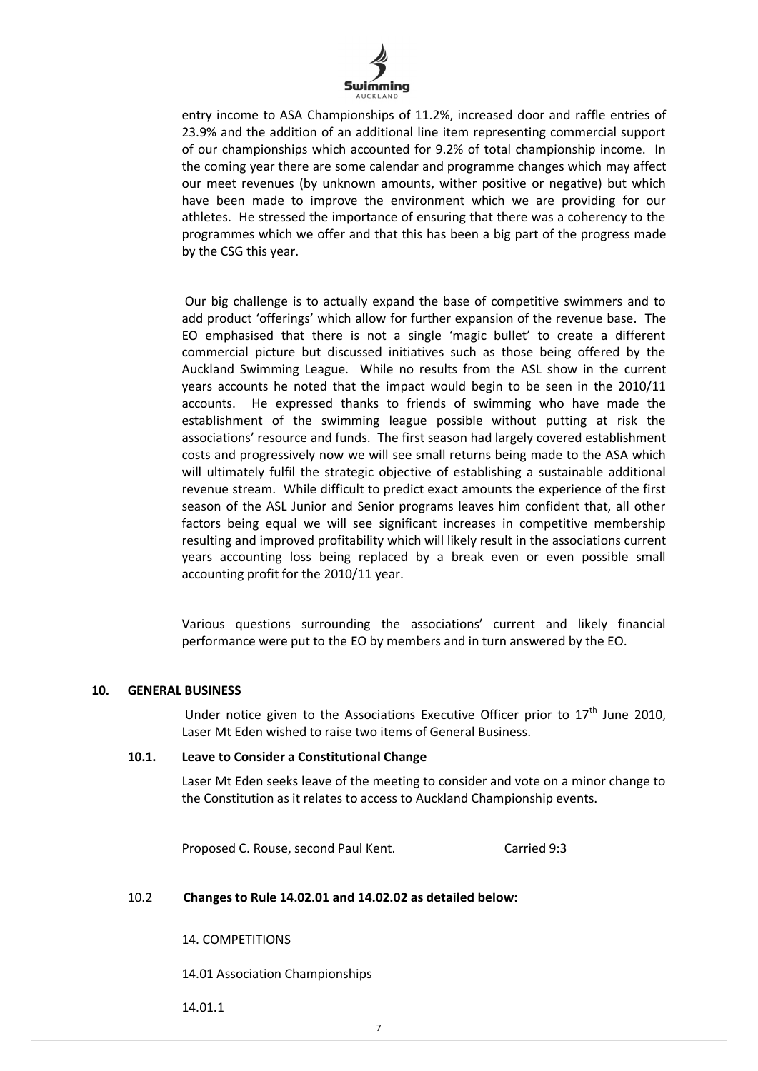entry income to ASA Championships of 11.2%, increased door and raffle entries of 23.9% and the addition of an additional line item representing commercial support of our championships which accounted for 9.2% of total championship income. In the coming year there are some calendar and programme changes which may affect our meet revenues (by unknown amounts, wither positive or negative) but which have been made to improve the environment which we are providing for our athletes. He stressed the importance of ensuring that there was a coherency to the programmes which we offer and that this has been a big part of the progress made by the CSG this year.

Our big challenge is to actually expand the base of competitive swimmers and to add product 'offerings' which allow for further expansion of the revenue base. The EO emphasised that there is not a single 'magic bullet' to create a different commercial picture but discussed initiatives such as those being offered by the Auckland Swimming League. While no results from the ASL show in the current years accounts he noted that the impact would begin to be seen in the 2010/11 accounts. He expressed thanks to friends of swimming who have made the establishment of the swimming league possible without putting at risk the associations' resource and funds. The first season had largely covered establishment costs and progressively now we will see small returns being made to the ASA which will ultimately fulfil the strategic objective of establishing a sustainable additional revenue stream. While difficult to predict exact amounts the experience of the first season of the ASL Junior and Senior programs leaves him confident that, all other factors being equal we will see significant increases in competitive membership resulting and improved profitability which will likely result in the associations current years accounting loss being replaced by a break even or even possible small accounting profit for the 2010/11 year.

Various questions surrounding the associations' current and likely financial performance were put to the EO by members and in turn answered by the EO.

## 10. GENERAL BUSINESS

Under notice given to the Associations Executive Officer prior to 17th June 2010, Laser Mt Eden wished to raise two items of General Business.

### 10.1. Leave to Consider a Constitutional Change

Laser Mt Eden seeks leave of the meeting to consider and vote on a minor change to the Constitution as it relates to access to Auckland Championship events.

Proposed C. Rouse, second Paul Kent. Carried 9:3

### 10.2 Changes to Rule 14.02.01 and 14.02.02 as detailed below:

14. COMPETITIONS

14.01 Association Championships

14.01.1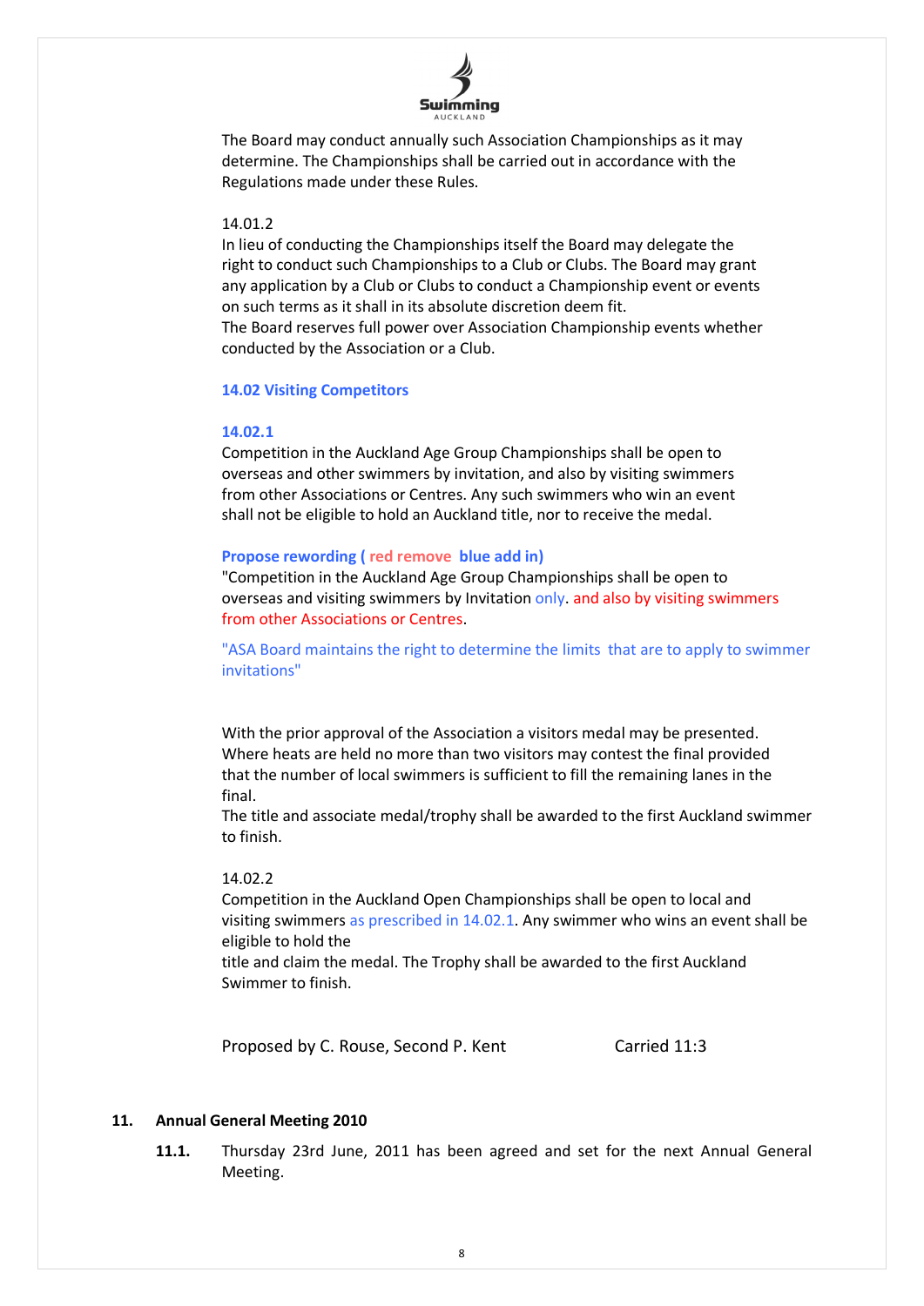The Board may conduct annually such Association Championships as it may determine. The Championships shall be carried out in accordance with the Regulations made under these Rules.

14.01.2
In lieu of conducting the Championships itself the Board may delegate the right to conduct such Championships to a Club or Clubs. The Board may grant any application by a Club or Clubs to conduct a Championship event or events on such terms as it shall in its absolute discretion deem fit.
The Board reserves full power over Association Championship events whether conducted by the Association or a Club.

**14.02 Visiting Competitors**

**14.02.1**
Competition in the Auckland Age Group Championships shall be open to overseas and other swimmers by invitation, and also by visiting swimmers from other Associations or Centres. Any such swimmers who win an event shall not be eligible to hold an Auckland title, nor to receive the medal.

**Propose rewording ( red remove blue add in)**
"Competition in the Auckland Age Group Championships shall be open to overseas and visiting swimmers by Invitation only. and also by visiting swimmers from other Associations or Centres.

"ASA Board maintains the right to determine the limits that are to apply to swimmer invitations"

With the prior approval of the Association a visitors medal may be presented.
Where heats are held no more than two visitors may contest the final provided that the number of local swimmers is sufficient to fill the remaining lanes in the final.
The title and associate medal/trophy shall be awarded to the first Auckland swimmer to finish.

14.02.2
Competition in the Auckland Open Championships shall be open to local and visiting swimmers as prescribed in 14.02.1. Any swimmer who wins an event shall be eligible to hold the
title and claim the medal. The Trophy shall be awarded to the first Auckland Swimmer to finish.

Proposed by C. Rouse, Second P. Kent Carried 11:3

## 11. Annual General Meeting 2010

**11.1.** Thursday 23rd June, 2011 has been agreed and set for the next Annual General Meeting.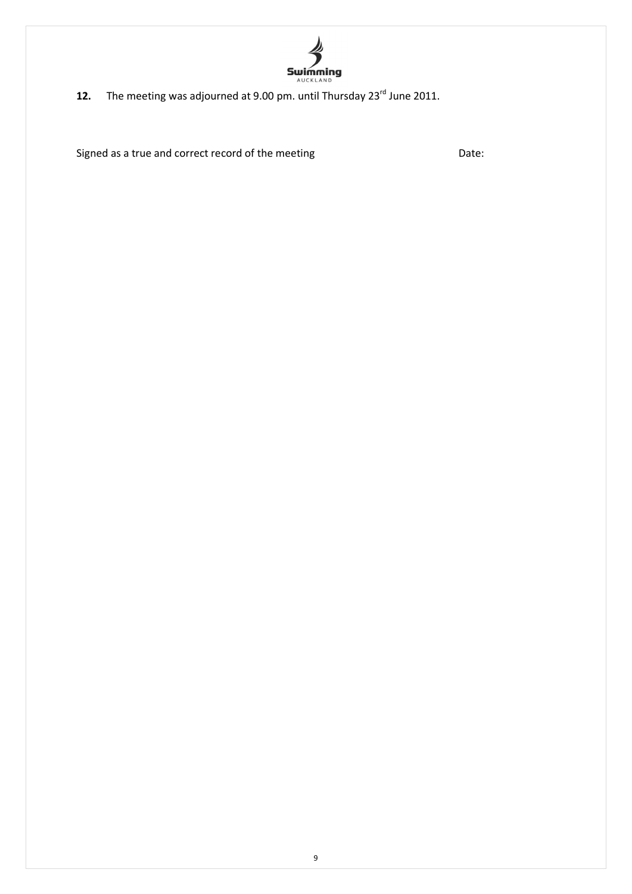**12.** The meeting was adjourned at 9.00 pm. until Thursday 23rd June 2011.

Signed as a true and correct record of the meeting                                        Date: